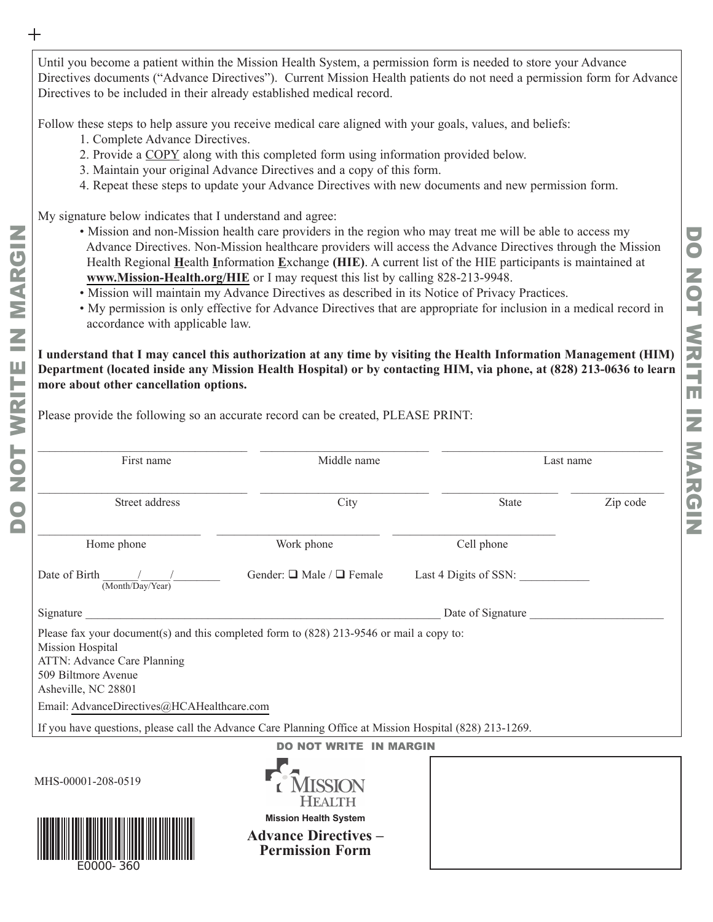Until you become a patient within the Mission Health System, a permission form is needed to store your Advance Directives documents ("Advance Directives"). Current Mission Health patients do not need a permission form for Advance Directives to be included in their already established medical record.

Follow these steps to help assure you receive medical care aligned with your goals, values, and beliefs:

1. Complete Advance Directives.
2. Provide a COPY along with this completed form using information provided below.
3. Maintain your original Advance Directives and a copy of this form.
4. Repeat these steps to update your Advance Directives with new documents and new permission form.

My signature below indicates that I understand and agree:

- Mission and non-Mission health care providers in the region who may treat me will be able to access my Advance Directives. Non-Mission healthcare providers will access the Advance Directives through the Mission Health Regional **H**ealth **I**nformation **E**xchange **(HIE)**. A current list of the HIE participants is maintained at **www.Mission-Health.org/HIE** or I may request this list by calling 828-213-9948.
- Mission will maintain my Advance Directives as described in its Notice of Privacy Practices.
- My permission is only effective for Advance Directives that are appropriate for inclusion in a medical record in accordance with applicable law.

**I understand that I may cancel this authorization at any time by visiting the Health Information Management (HIM) Department (located inside any Mission Health Hospital) or by contacting HIM, via phone, at (828) 213-0636 to learn more about other cancellation options.**

Please provide the following so an accurate record can be created, PLEASE PRINT:

| First name | Middle name | Last name | |
|---|---|---|---|
| Street address | City | State | Zip code |
| Home phone | Work phone | Cell phone | |

Date of Birth \_\_\_\_\_/\_\_\_\_\_/\_\_\_\_\_\_\_ (Month/Day/Year) Gender: ☐ Male / ☐ Female Last 4 Digits of SSN: \_\_\_\_\_\_\_\_\_\_\_

Signature \_\_\_\_\_\_\_\_\_\_\_\_\_\_\_\_\_\_\_\_\_\_\_\_\_\_\_\_\_\_\_\_\_\_\_\_\_\_\_\_ Date of Signature \_\_\_\_\_\_\_\_\_\_\_\_\_\_\_\_\_\_\_\_

Please fax your document(s) and this completed form to (828) 213-9546 or mail a copy to:
Mission Hospital
ATTN: Advance Care Planning
509 Biltmore Avenue
Asheville, NC 28801

Email: AdvanceDirectives@HCAHealthcare.com

If you have questions, please call the Advance Care Planning Office at Mission Hospital (828) 213-1269.

MHS-00001-208-0519

E0000- 360

Mission Health System

**Advance Directives – Permission Form**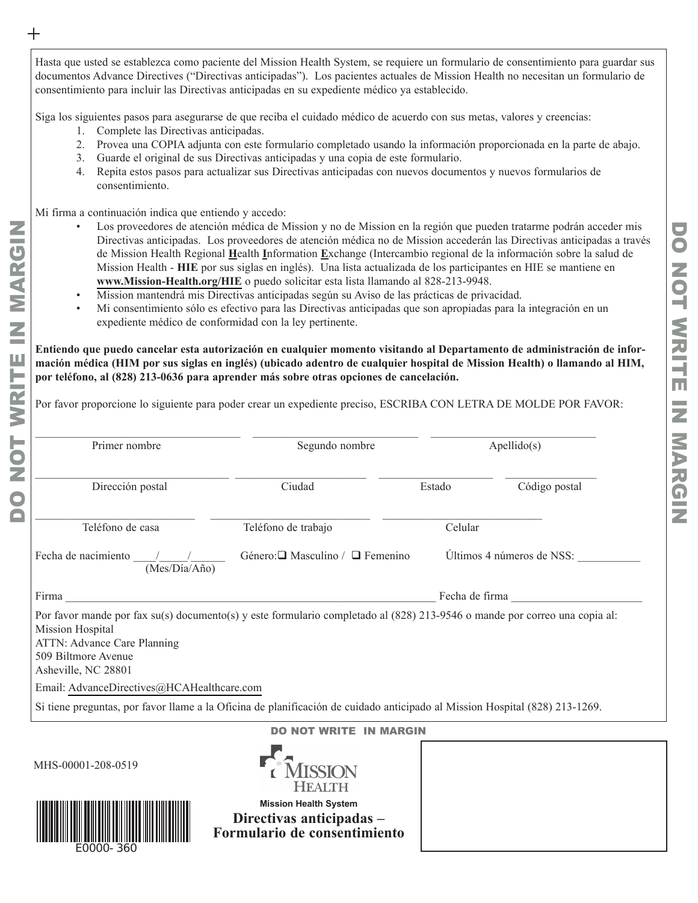Hasta que usted se establezca como paciente del Mission Health System, se requiere un formulario de consentimiento para guardar sus documentos Advance Directives ("Directivas anticipadas"). Los pacientes actuales de Mission Health no necesitan un formulario de consentimiento para incluir las Directivas anticipadas en su expediente médico ya establecido.

Siga los siguientes pasos para asegurarse de que reciba el cuidado médico de acuerdo con sus metas, valores y creencias:

1. Complete las Directivas anticipadas.
2. Provea una COPIA adjunta con este formulario completado usando la información proporcionada en la parte de abajo.
3. Guarde el original de sus Directivas anticipadas y una copia de este formulario.
4. Repita estos pasos para actualizar sus Directivas anticipadas con nuevos documentos y nuevos formularios de consentimiento.

Mi firma a continuación indica que entiendo y accedo:

- Los proveedores de atención médica de Mission y no de Mission en la región que pueden tratarme podrán acceder mis Directivas anticipadas. Los proveedores de atención médica no de Mission accederán las Directivas anticipadas a través de Mission Health Regional **H**ealth **I**nformation **E**xchange (Intercambio regional de la información sobre la salud de Mission Health - **HIE** por sus siglas en inglés). Una lista actualizada de los participantes en HIE se mantiene en **www.Mission-Health.org/HIE** o puedo solicitar esta lista llamando al 828-213-9948.
- Mission mantendrá mis Directivas anticipadas según su Aviso de las prácticas de privacidad.
- Mi consentimiento sólo es efectivo para las Directivas anticipadas que son apropiadas para la integración en un expediente médico de conformidad con la ley pertinente.

**Entiendo que puedo cancelar esta autorización en cualquier momento visitando al Departamento de administración de información médica (HIM por sus siglas en inglés) (ubicado adentro de cualquier hospital de Mission Health) o llamando al HIM, por teléfono, al (828) 213-0636 para aprender más sobre otras opciones de cancelación.**

Por favor proporcione lo siguiente para poder crear un expediente preciso, ESCRIBA CON LETRA DE MOLDE POR FAVOR:

\_\_\_\_\_\_\_\_\_\_\_\_\_\_\_\_\_\_\_\_ Primer nombre \_\_\_\_\_\_\_\_\_\_\_\_\_\_\_\_\_\_\_\_ Segundo nombre \_\_\_\_\_\_\_\_\_\_\_\_\_\_\_\_\_\_\_\_ Apellido(s)

\_\_\_\_\_\_\_\_\_\_\_\_\_\_\_\_\_\_\_\_ Dirección postal \_\_\_\_\_\_\_\_\_\_\_\_\_\_\_\_\_\_\_\_ Ciudad \_\_\_\_\_\_\_\_\_\_\_\_\_\_\_\_\_\_\_\_ Estado \_\_\_\_\_\_\_\_\_\_\_\_\_\_\_\_\_\_\_\_ Código postal

\_\_\_\_\_\_\_\_\_\_\_\_\_\_\_\_\_\_\_\_ Teléfono de casa \_\_\_\_\_\_\_\_\_\_\_\_\_\_\_\_\_\_\_\_ Teléfono de trabajo \_\_\_\_\_\_\_\_\_\_\_\_\_\_\_\_\_\_\_\_ Celular

Fecha de nacimiento \_\_\_\_/\_\_\_\_\_/\_\_\_\_\_\_ (Mes/Día/Año) Género: ❑ Masculino / ❑ Femenino Últimos 4 números de NSS: \_\_\_\_\_\_\_\_\_\_\_

Firma \_\_\_\_\_\_\_\_\_\_\_\_\_\_\_\_\_\_\_\_\_\_\_\_\_\_\_\_\_\_\_\_\_\_\_\_\_\_\_\_ Fecha de firma \_\_\_\_\_\_\_\_\_\_\_\_\_\_\_\_\_\_\_\_\_\_

Por favor mande por fax su(s) documento(s) y este formulario completado al (828) 213-9546 o mande por correo una copia al:

Mission Hospital
ATTN: Advance Care Planning
509 Biltmore Avenue
Asheville, NC 28801

Email: AdvanceDirectives@HCAHealthcare.com

Si tiene preguntas, por favor llame a la Oficina de planificación de cuidado anticipado al Mission Hospital (828) 213-1269.

DO NOT WRITE IN MARGIN

MHS-00001-208-0519

E0000- 360

Mission Health

Mission Health System

**Directivas anticipadas – Formulario de consentimiento**